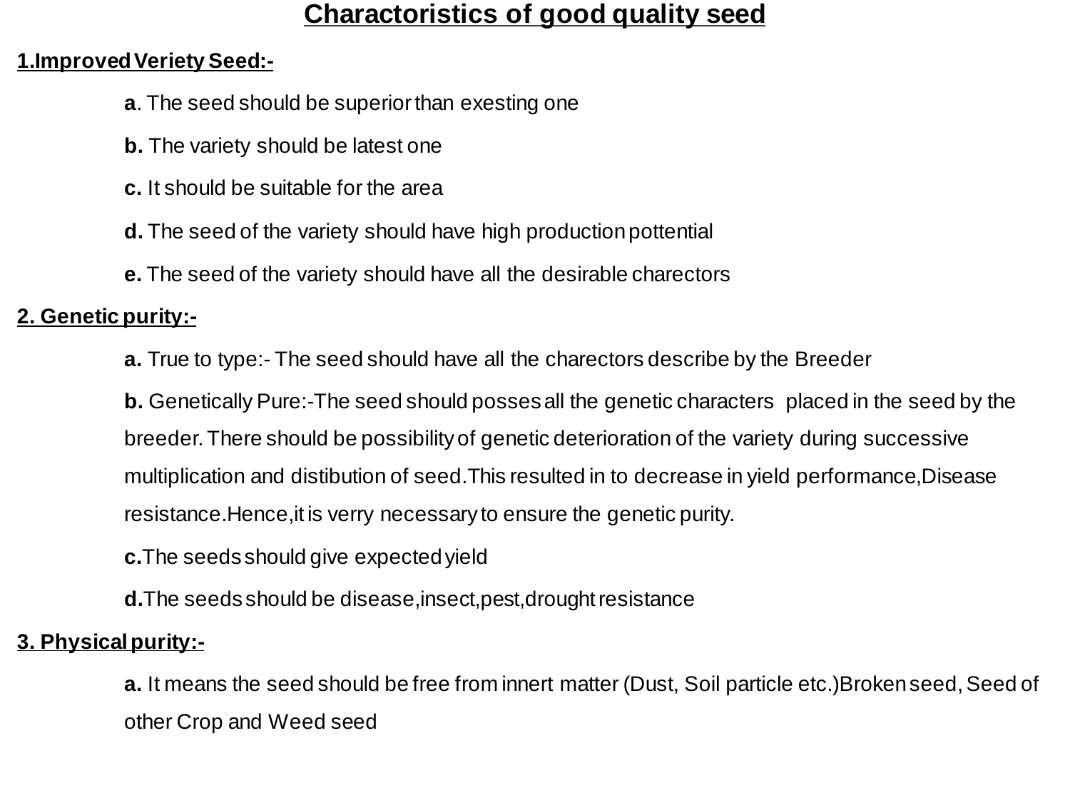# Charactoristics of good quality seed

## 1.Improved Veriety Seed:-

**a**. The seed should be superior than exesting one

**b.** The variety should be latest one

**c.** It should be suitable for the area

**d.** The seed of the variety should have high production pottential

**e.** The seed of the variety should have all the desirable charectors

## 2. Genetic purity:-

**a.** True to type:- The seed should have all the charectors describe by the Breeder

**b.** Genetically Pure:-The seed should posses all the genetic characters placed in the seed by the breeder. There should be possibility of genetic deterioration of the variety during successive multiplication and distibution of seed.This resulted in to decrease in yield performance,Disease resistance.Hence,it is verry necessary to ensure the genetic purity.

**c.**The seeds should give expected yield

**d.**The seeds should be disease,insect,pest,drought resistance

## 3. Physical purity:-

**a.** It means the seed should be free from innert matter (Dust, Soil particle etc.)Broken seed, Seed of other Crop and Weed seed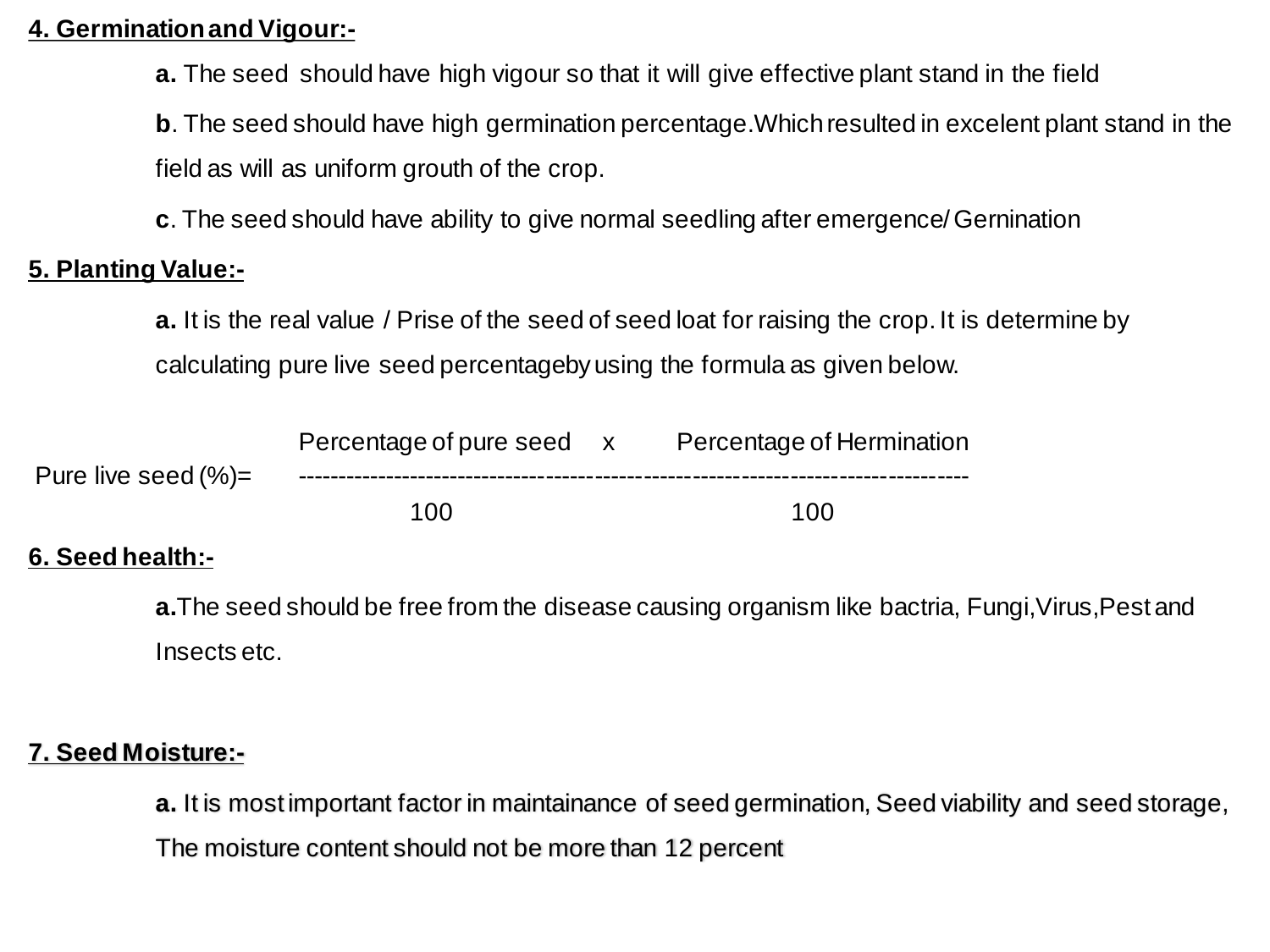**4. Germination and Vigour:-**

**a.** The seed should have high vigour so that it will give effective plant stand in the field

**b**. The seed should have high germination percentage.Which resulted in excelent plant stand in the field as will as uniform grouth of the crop.

**c**. The seed should have ability to give normal seedling after emergence/ Gernination

**5. Planting Value:-**

**a.** It is the real value / Prise of the seed of seed loat for raising the crop. It is determine by calculating pure live seed percentageby using the formula as given below.

$$\text{Pure live seed (\%)} = \frac{\text{Percentage of pure seed} \quad \times \quad \text{Percentage of Hermination}}{100 \qquad\qquad\qquad\qquad 100}$$

**6. Seed health:-**

**a.**The seed should be free from the disease causing organism like bactria, Fungi,Virus,Pest and Insects etc.

**7. Seed Moisture:-**

**a.** It is most important factor in maintainance of seed germination, Seed viability and seed storage, The moisture content should not be more than 12 percent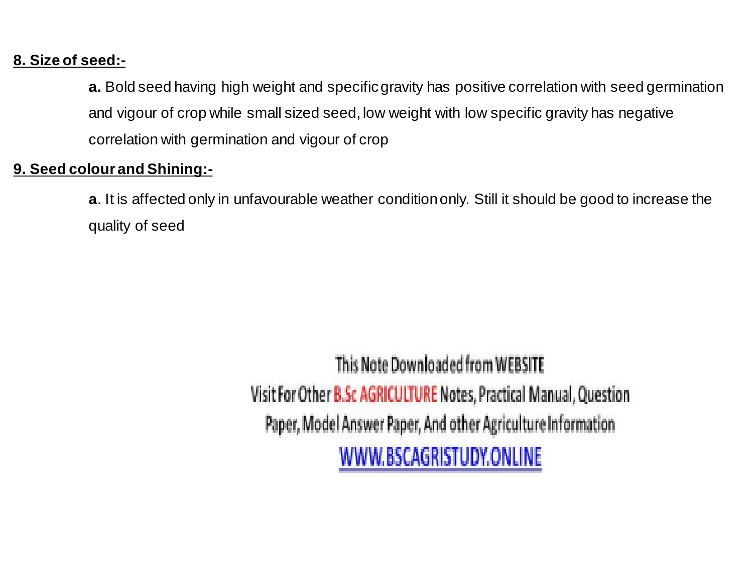**8. Size of seed:-**

**a.** Bold seed having high weight and specific gravity has positive correlation with seed germination and vigour of crop while small sized seed, low weight with low specific gravity has negative correlation with germination and vigour of crop

**9. Seed colour and Shining:-**

**a**. It is affected only in unfavourable weather condition only. Still it should be good to increase the quality of seed

This Note Downloaded from WEBSITE

Visit For Other B.Sc AGRICULTURE Notes, Practical Manual, Question Paper, Model Answer Paper, And other Agriculture Information

WWW.BSCAGRISTUDY.ONLINE